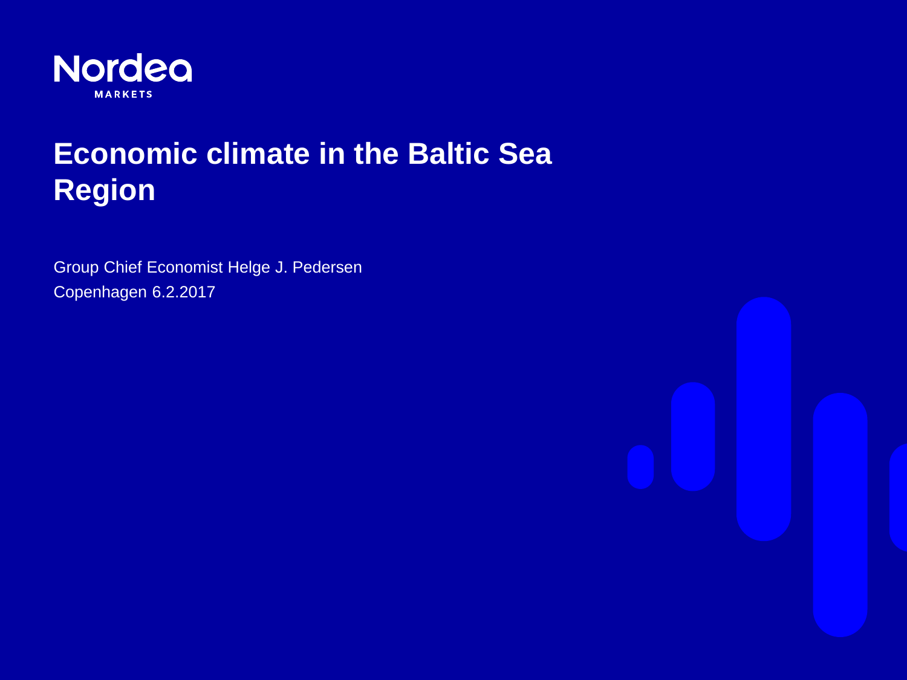Nordea
MARKETS

# Economic climate in the Baltic Sea Region

Group Chief Economist Helge J. Pedersen

Copenhagen 6.2.2017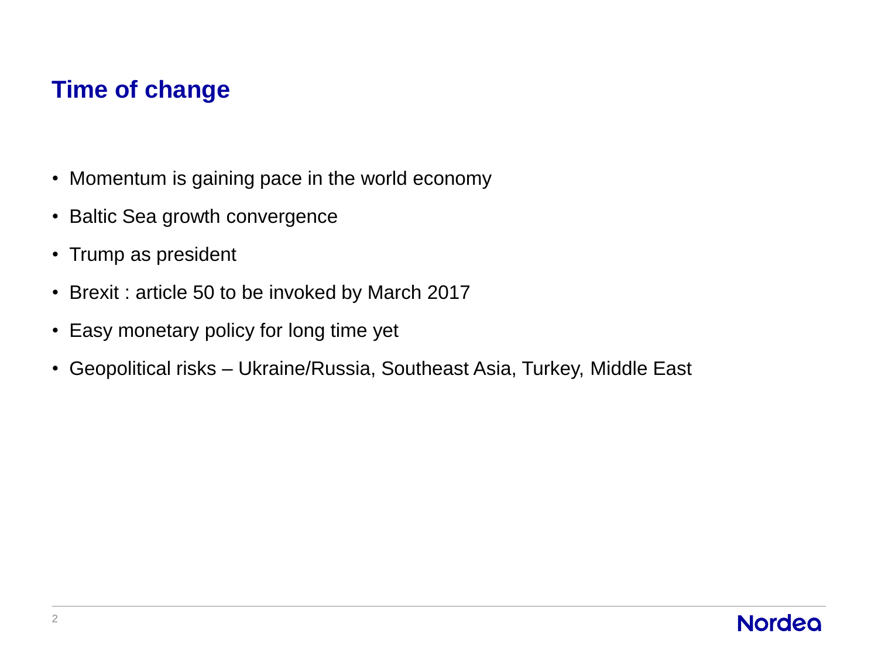# Time of change

- Momentum is gaining pace in the world economy
- Baltic Sea growth convergence
- Trump as president
- Brexit : article 50 to be invoked by March 2017
- Easy monetary policy for long time yet
- Geopolitical risks – Ukraine/Russia, Southeast Asia, Turkey, Middle East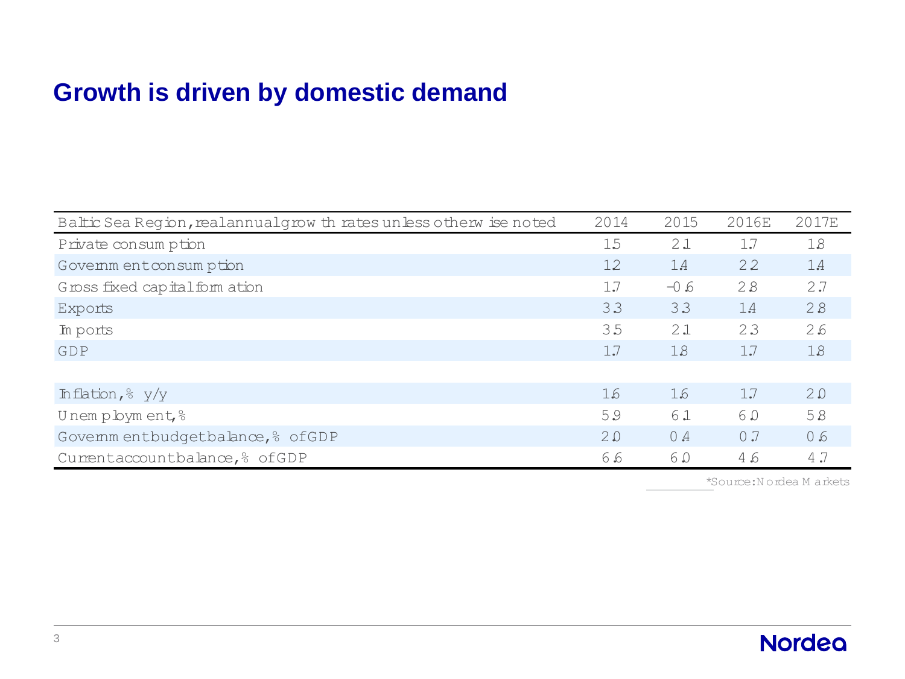# Growth is driven by domestic demand

| Baltic Sea Region, real annual growth rates unless otherwise noted | 2014 | 2015 | 2016E | 2017E |
|---|---|---|---|---|
| Private consumption | 1.5 | 2.1 | 1.7 | 1.8 |
| Government consumption | 1.2 | 1.4 | 2.2 | 1.4 |
| Gross fixed capital formation | 1.7 | -0.6 | 2.8 | 2.7 |
| Exports | 3.3 | 3.3 | 1.4 | 2.8 |
| Imports | 3.5 | 2.1 | 2.3 | 2.6 |
| GDP | 1.7 | 1.8 | 1.7 | 1.8 |
| | | | | |
| Inflation, % y/y | 1.6 | 1.6 | 1.7 | 2.0 |
| Unemployment, % | 5.9 | 6.1 | 6.0 | 5.8 |
| Government budget balance, % of GDP | 2.0 | 0.4 | 0.7 | 0.6 |
| Current account balance, % of GDP | 6.6 | 6.0 | 4.6 | 4.7 |

*Source: Nordea Markets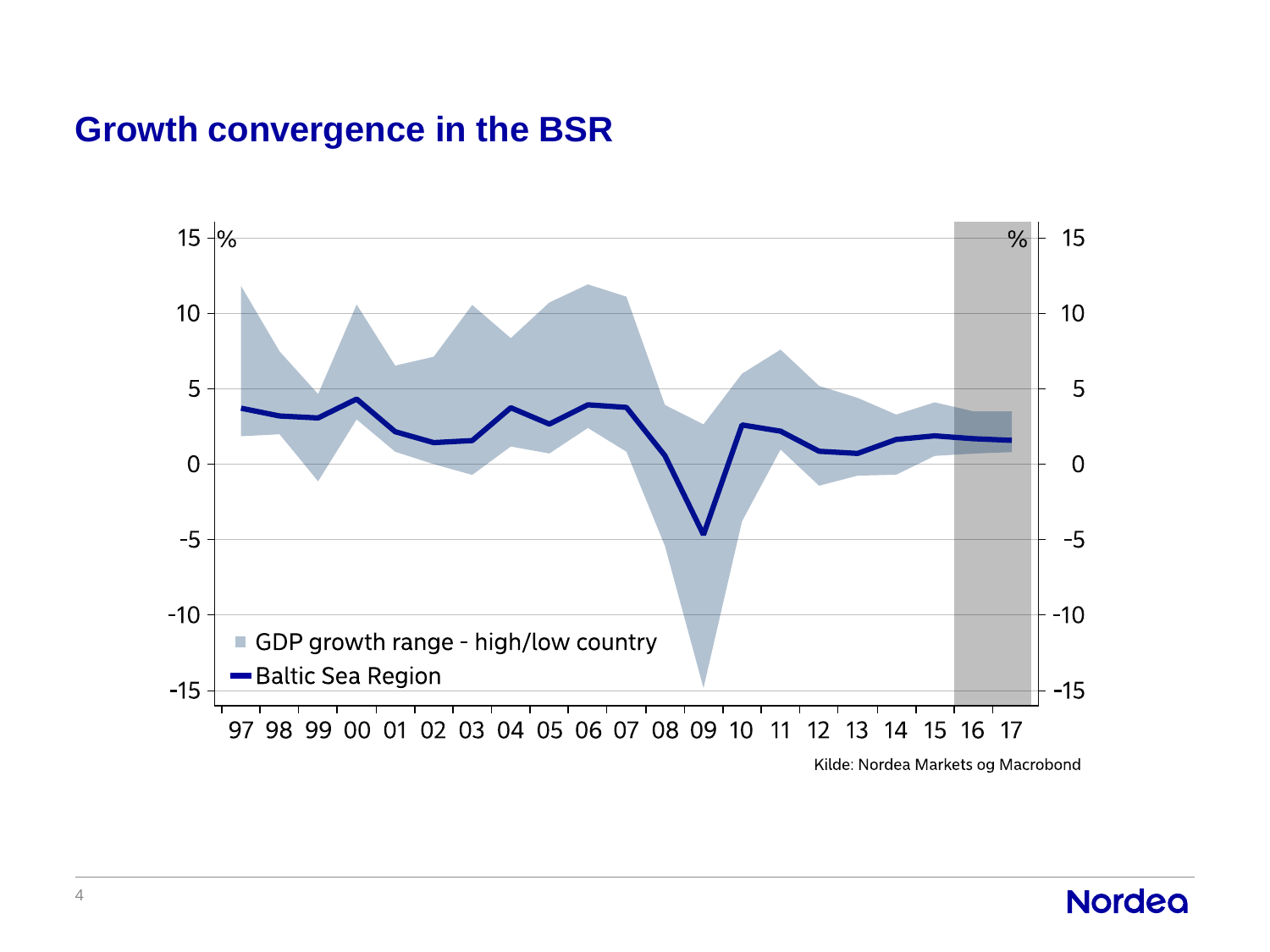# Growth convergence in the BSR

%

GDP growth range - high/low country

Baltic Sea Region

97 98 99 00 01 02 03 04 05 06 07 08 09 10 11 12 13 14 15 16 17

Kilde: Nordea Markets og Macrobond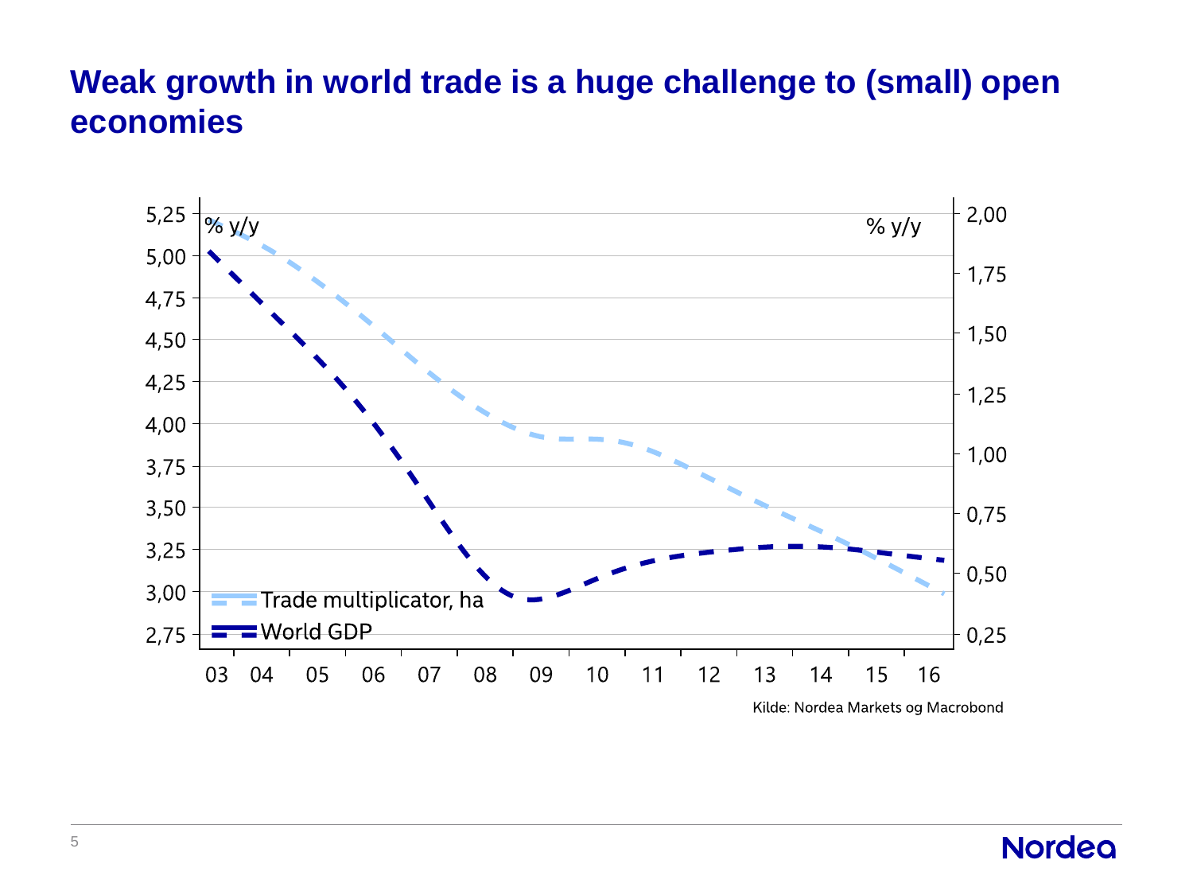# Weak growth in world trade is a huge challenge to (small) open economies

% y/y

% y/y

Trade multiplicator, ha

World GDP

Kilde: Nordea Markets og Macrobond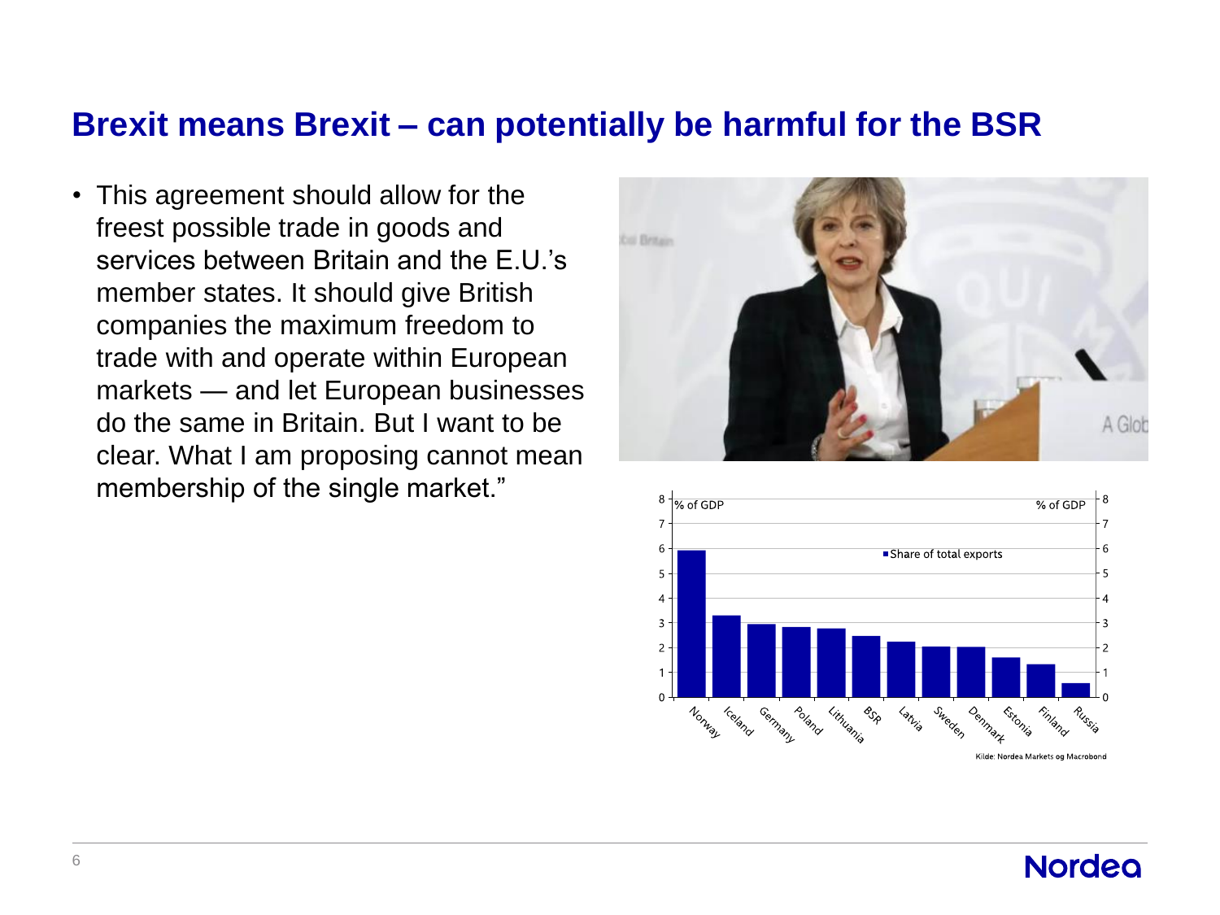# Brexit means Brexit – can potentially be harmful for the BSR

- This agreement should allow for the freest possible trade in goods and services between Britain and the E.U.'s member states. It should give British companies the maximum freedom to trade with and operate within European markets — and let European businesses do the same in Britain. But I want to be clear. What I am proposing cannot mean membership of the single market."

% of GDP

Share of total exports

| Country | % of GDP |
|---|---|
| Norway | 5.9 |
| Iceland | 3.3 |
| Germany | 2.9 |
| Poland | 2.8 |
| Lithuania | 2.8 |
| BSR | 2.5 |
| Latvia | 2.2 |
| Sweden | 2.0 |
| Denmark | 2.0 |
| Estonia | 1.6 |
| Finland | 1.3 |
| Russia | 0.6 |

Kilde: Nordea Markets og Macrobond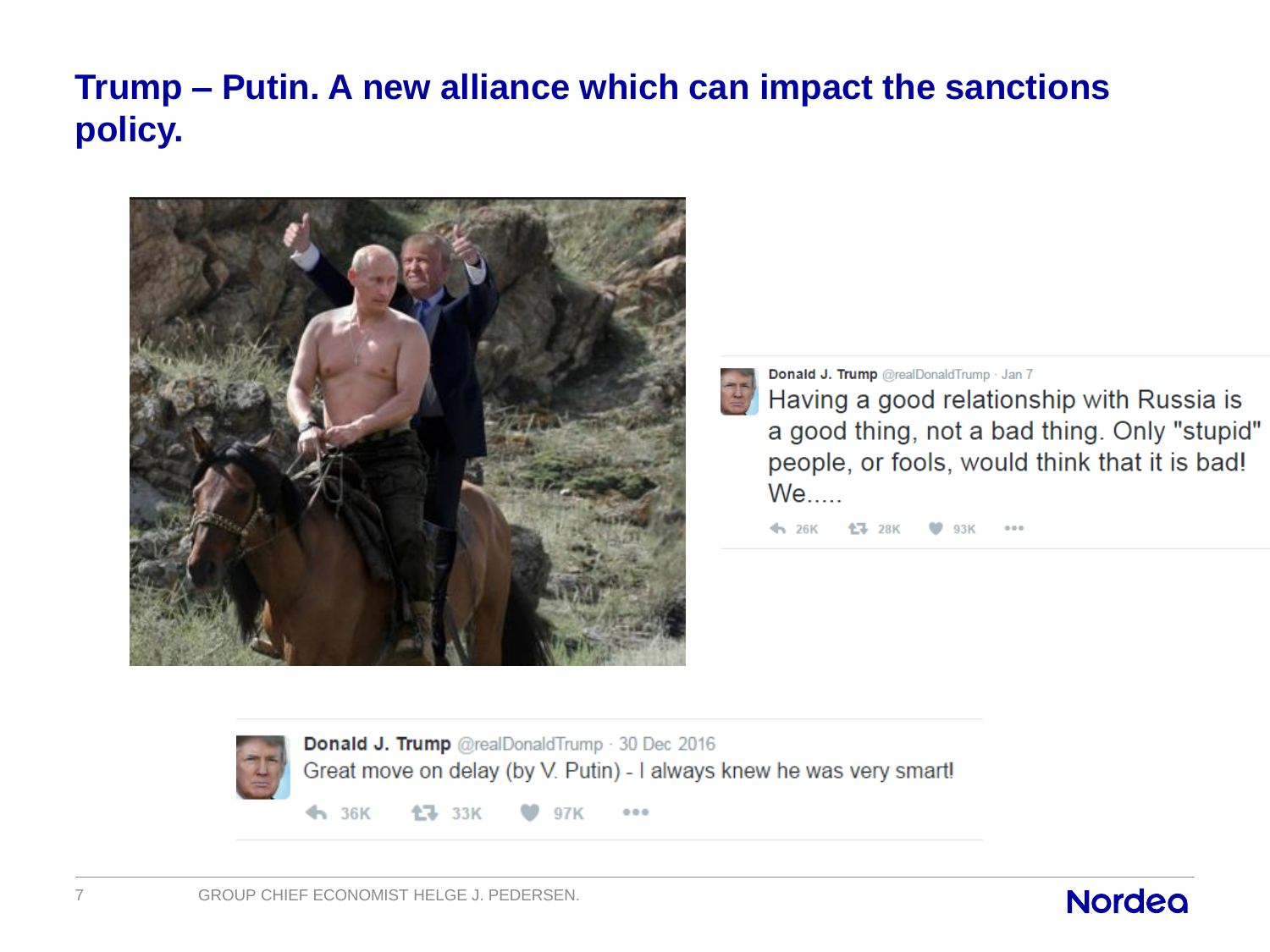# Trump – Putin. A new alliance which can impact the sanctions policy.

**Donald J. Trump** @realDonaldTrump · Jan 7

Having a good relationship with Russia is a good thing, not a bad thing. Only "stupid" people, or fools, would think that it is bad! We.....

26K 28K 93K

**Donald J. Trump** @realDonaldTrump · 30 Dec 2016

Great move on delay (by V. Putin) - I always knew he was very smart!

36K 33K 97K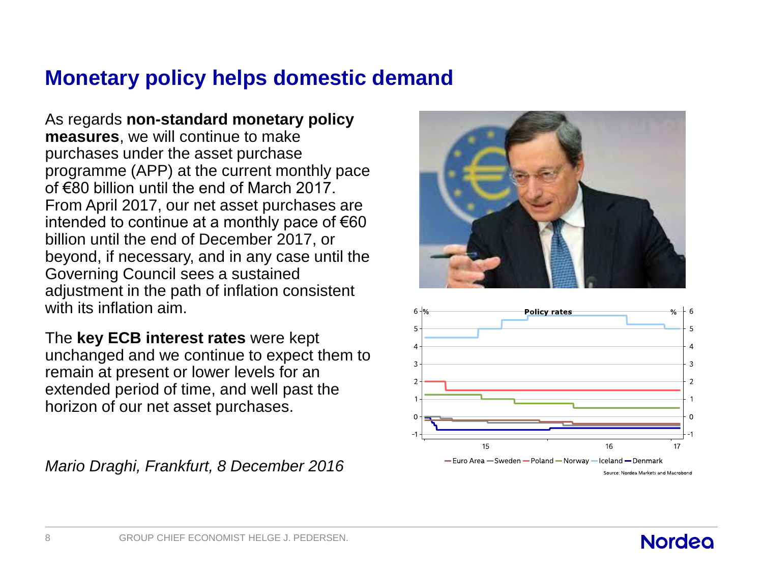# Monetary policy helps domestic demand

As regards **non-standard monetary policy measures**, we will continue to make purchases under the asset purchase programme (APP) at the current monthly pace of €80 billion until the end of March 2017. From April 2017, our net asset purchases are intended to continue at a monthly pace of €60 billion until the end of December 2017, or beyond, if necessary, and in any case until the Governing Council sees a sustained adjustment in the path of inflation consistent with its inflation aim.

The **key ECB interest rates** were kept unchanged and we continue to expect them to remain at present or lower levels for an extended period of time, and well past the horizon of our net asset purchases.

*Mario Draghi, Frankfurt, 8 December 2016*

Policy rates

Euro Area, Sweden, Poland, Norway, Iceland, Denmark

Source: Nordea Markets and Macrobond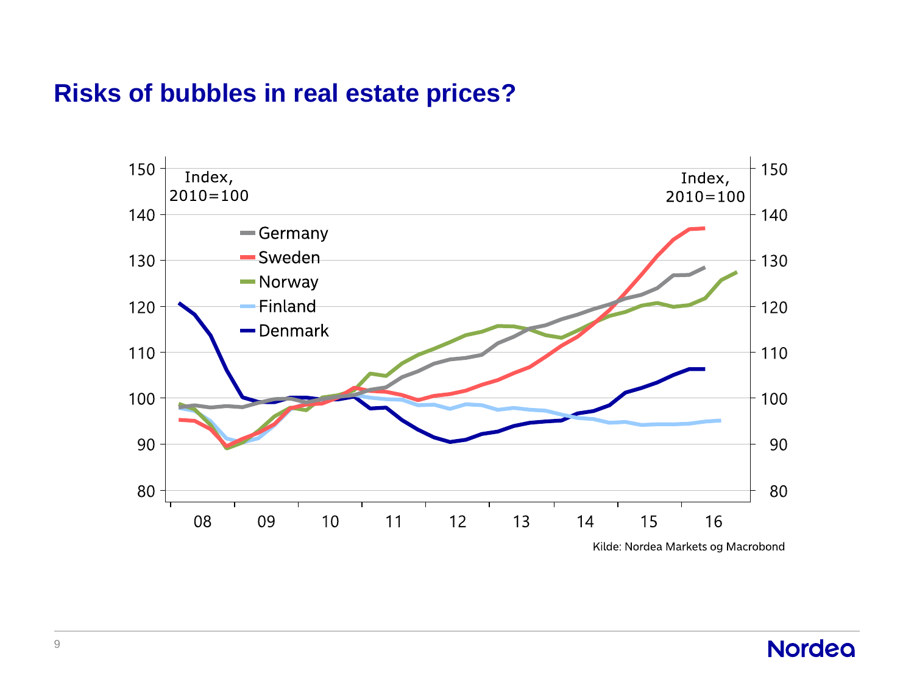# Risks of bubbles in real estate prices?

Index, 2010=100

Germany
Sweden
Norway
Finland
Denmark

Kilde: Nordea Markets og Macrobond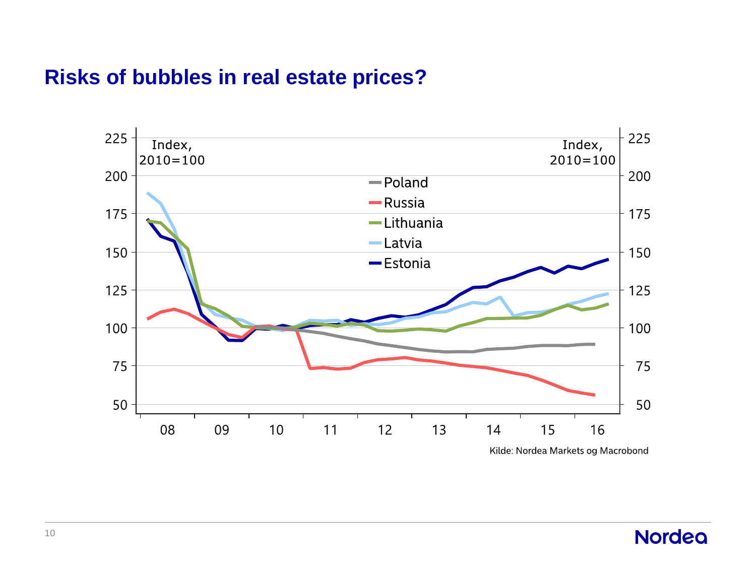# Risks of bubbles in real estate prices?

Kilde: Nordea Markets og Macrobond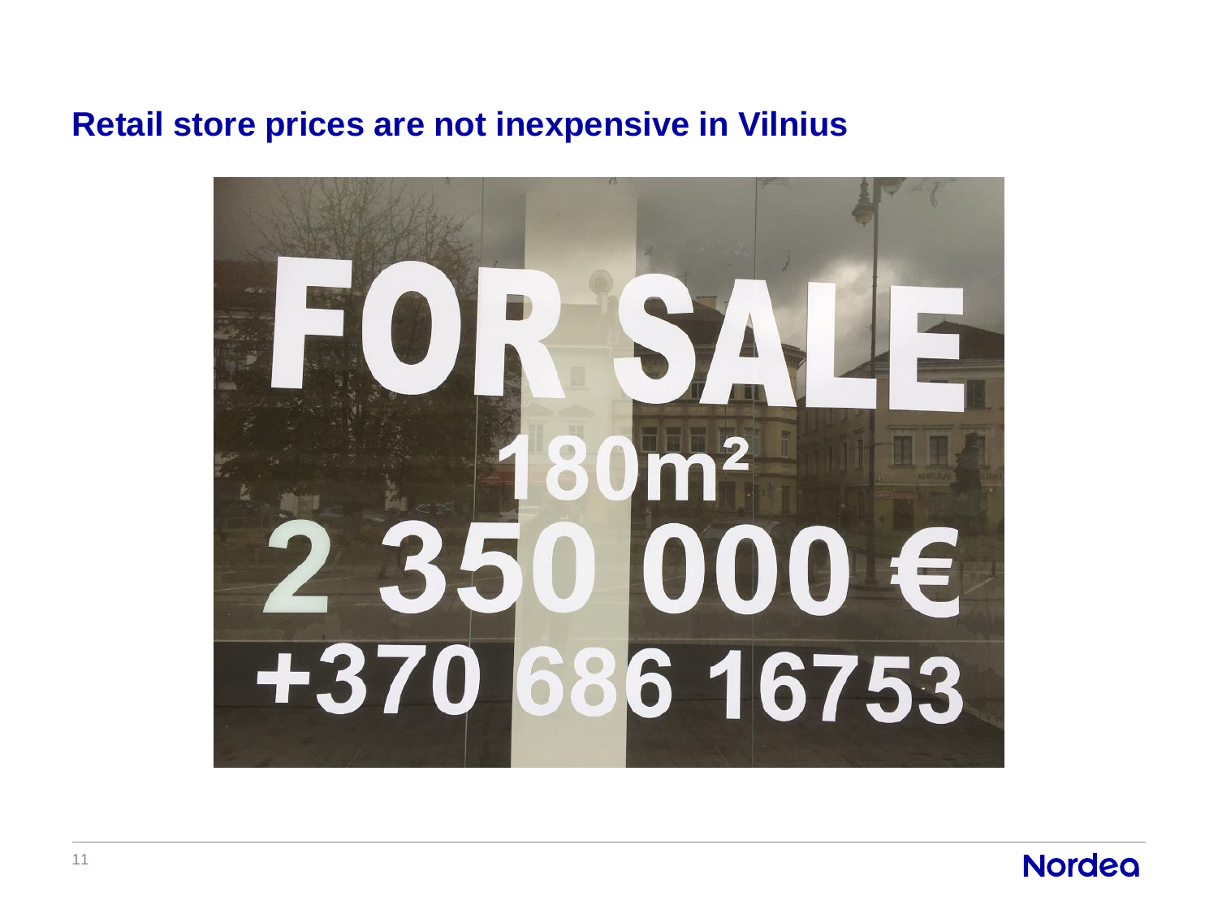# Retail store prices are not inexpensive in Vilnius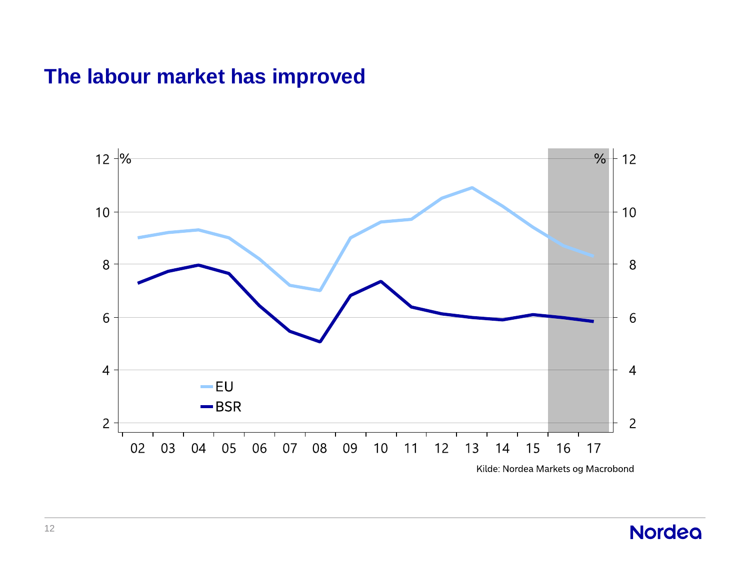# The labour market has improved

Kilde: Nordea Markets og Macrobond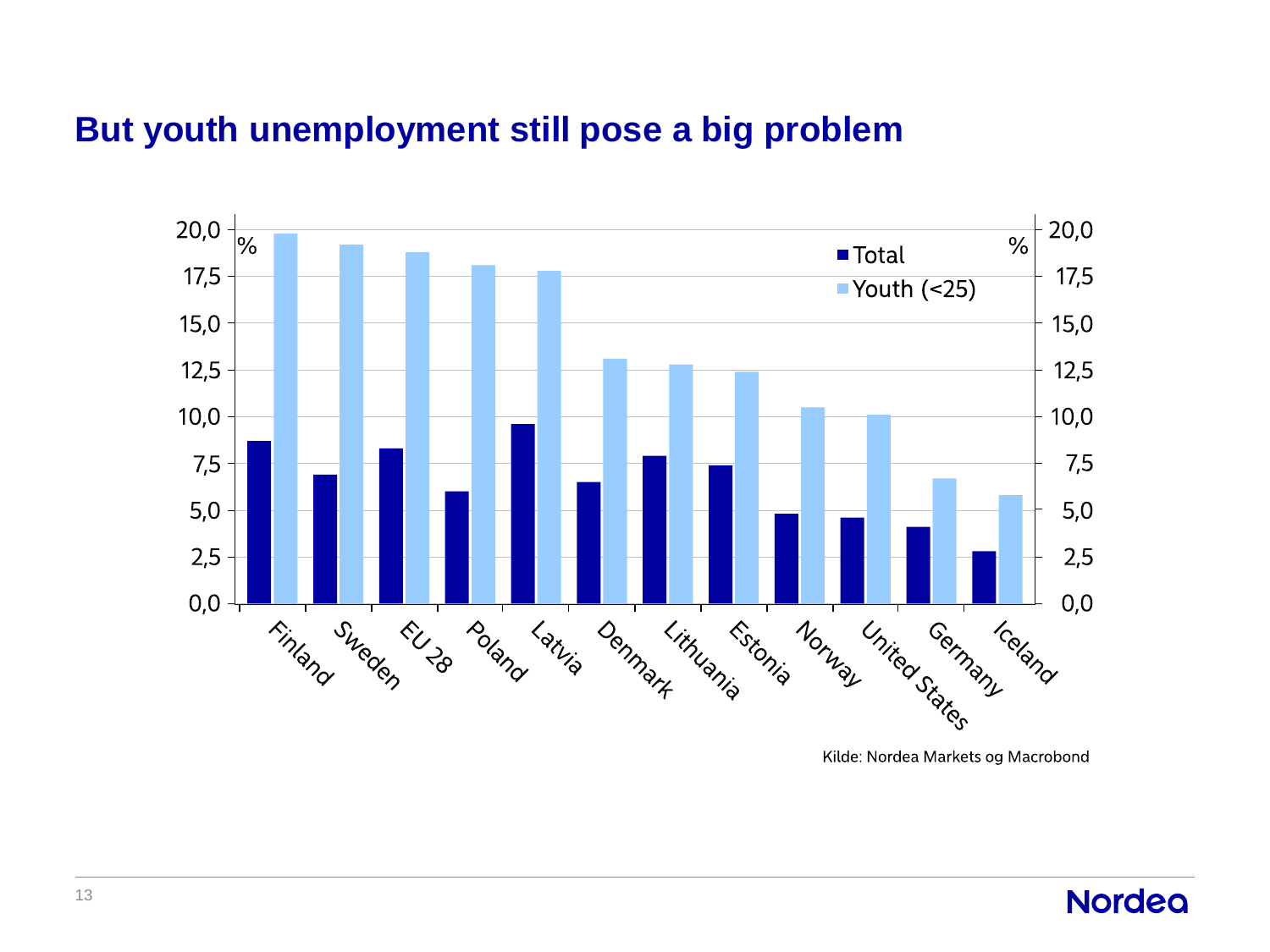# But youth unemployment still pose a big problem

Kilde: Nordea Markets og Macrobond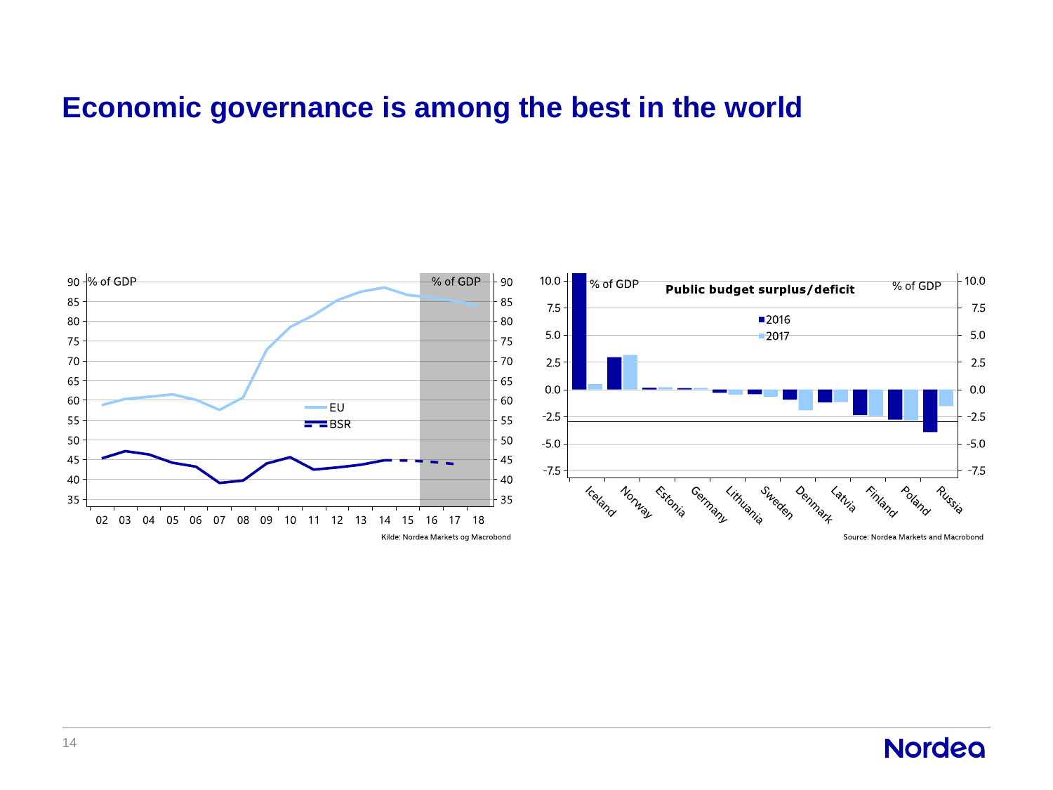# Economic governance is among the best in the world

% of GDP

EU

BSR

Kilde: Nordea Markets og Macrobond

**Public budget surplus/deficit**

% of GDP

2016

2017

Iceland, Norway, Estonia, Germany, Lithuania, Sweden, Denmark, Latvia, Finland, Poland, Russia

Source: Nordea Markets and Macrobond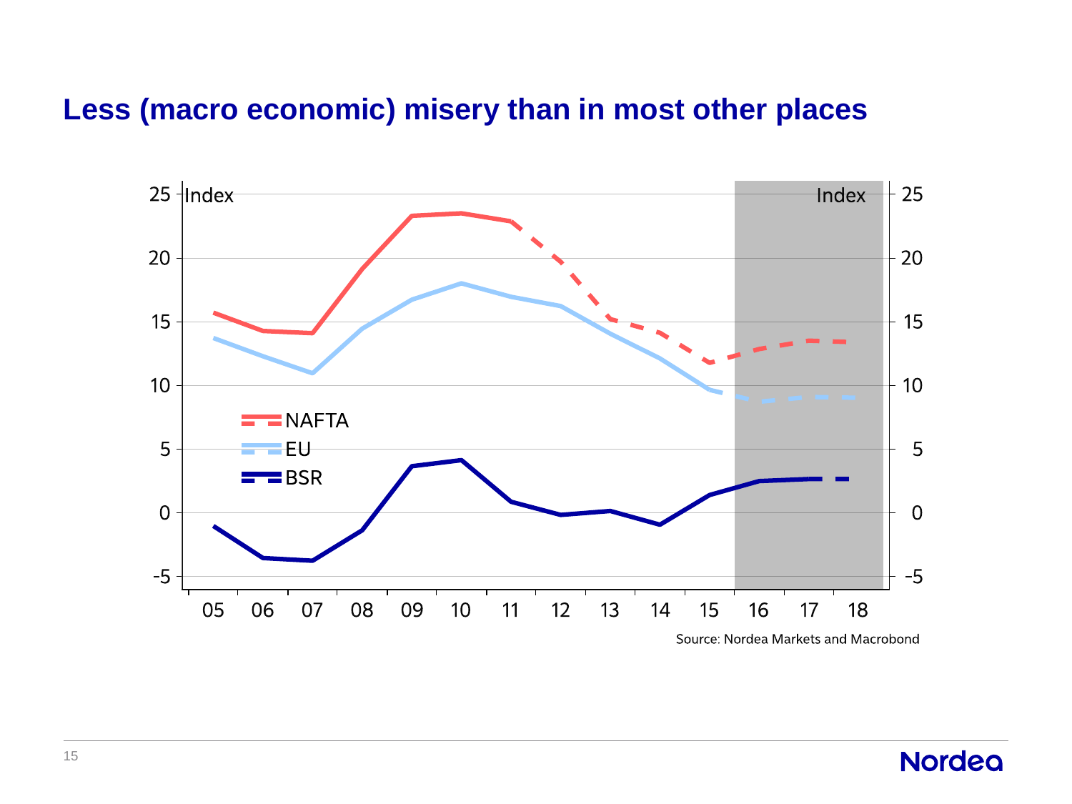# Less (macro economic) misery than in most other places

Index

Index

NAFTA

EU

BSR

05 06 07 08 09 10 11 12 13 14 15 16 17 18

Source: Nordea Markets and Macrobond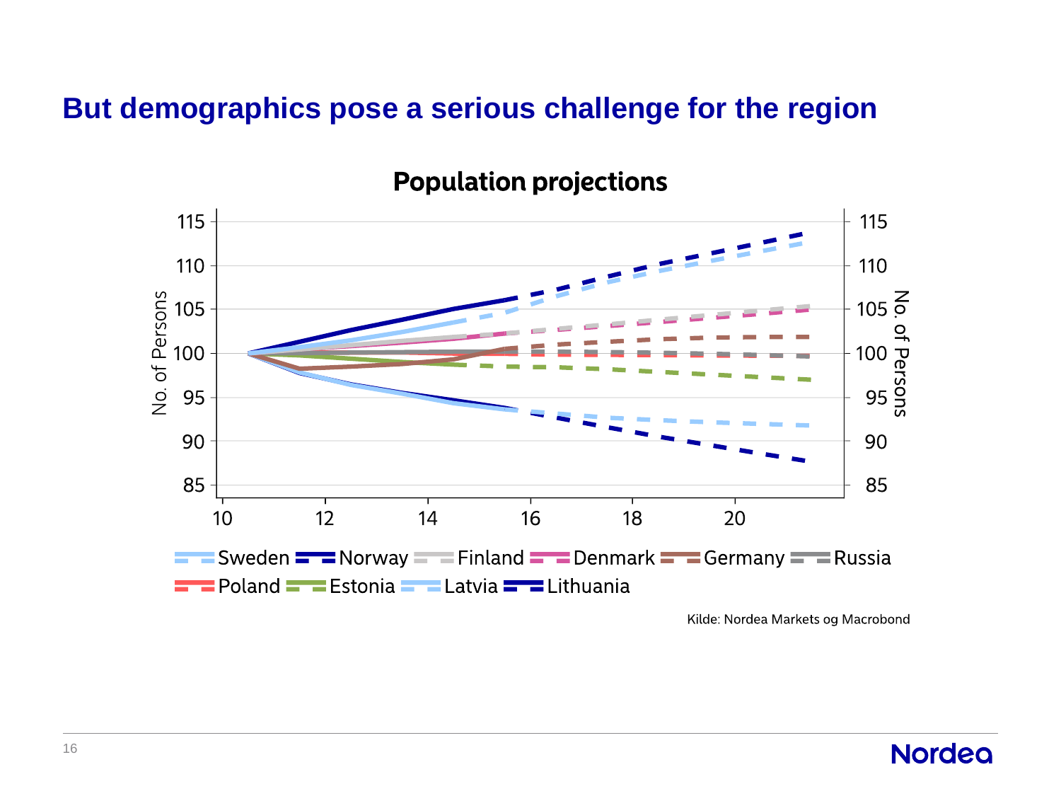# But demographics pose a serious challenge for the region

## Population projections

No. of Persons

115, 110, 105, 100, 95, 90, 85

10, 12, 14, 16, 18, 20

Sweden, Norway, Finland, Denmark, Germany, Russia, Poland, Estonia, Latvia, Lithuania

Kilde: Nordea Markets og Macrobond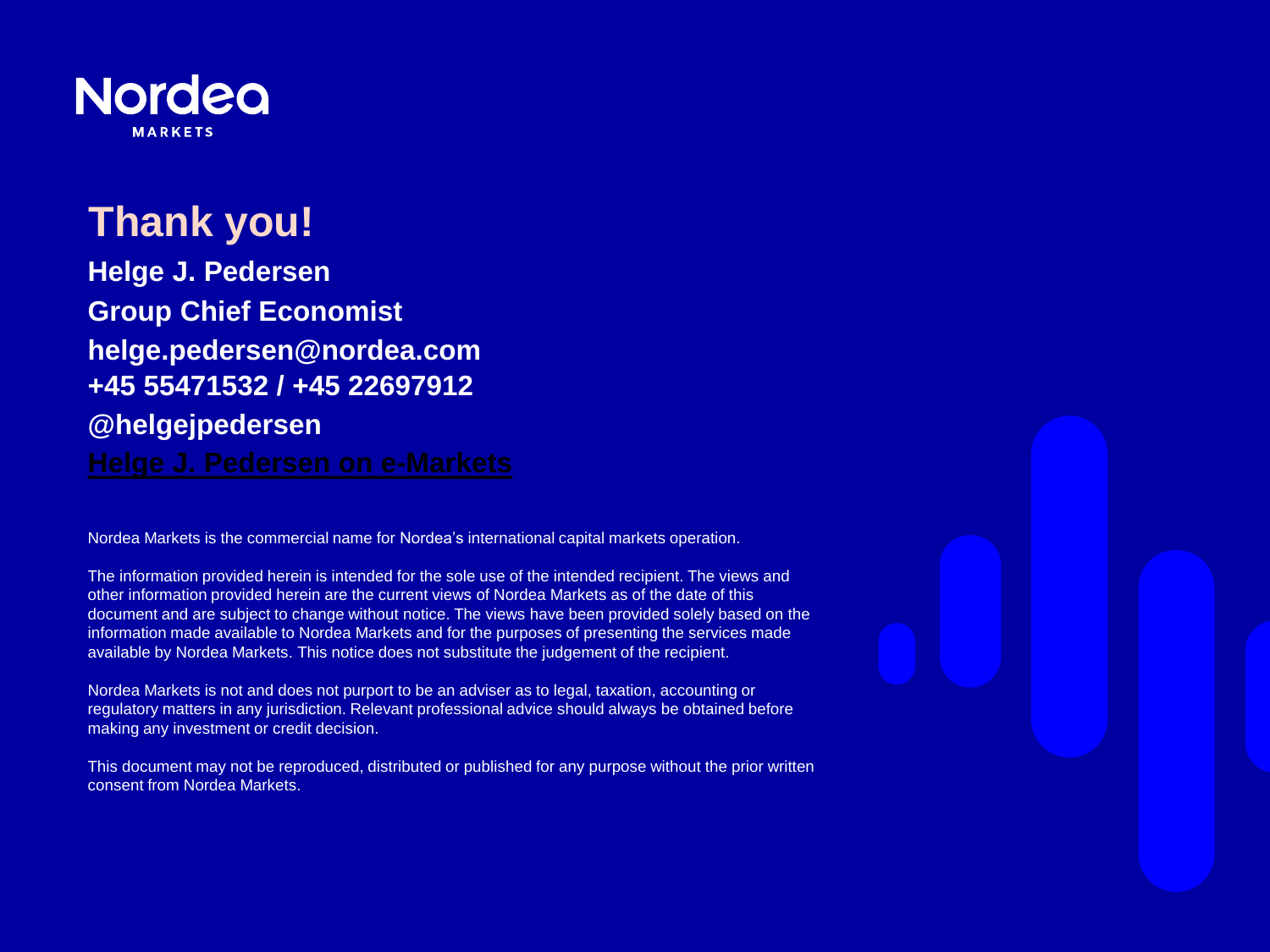Nordea MARKETS

# Thank you!

**Helge J. Pedersen**

**Group Chief Economist**

**helge.pedersen@nordea.com**

**+45 55471532 / +45 22697912**

**@helgejpedersen**

**Helge J. Pedersen on e-Markets**

Nordea Markets is the commercial name for Nordea's international capital markets operation.

The information provided herein is intended for the sole use of the intended recipient. The views and other information provided herein are the current views of Nordea Markets as of the date of this document and are subject to change without notice. The views have been provided solely based on the information made available to Nordea Markets and for the purposes of presenting the services made available by Nordea Markets. This notice does not substitute the judgement of the recipient.

Nordea Markets is not and does not purport to be an adviser as to legal, taxation, accounting or regulatory matters in any jurisdiction. Relevant professional advice should always be obtained before making any investment or credit decision.

This document may not be reproduced, distributed or published for any purpose without the prior written consent from Nordea Markets.